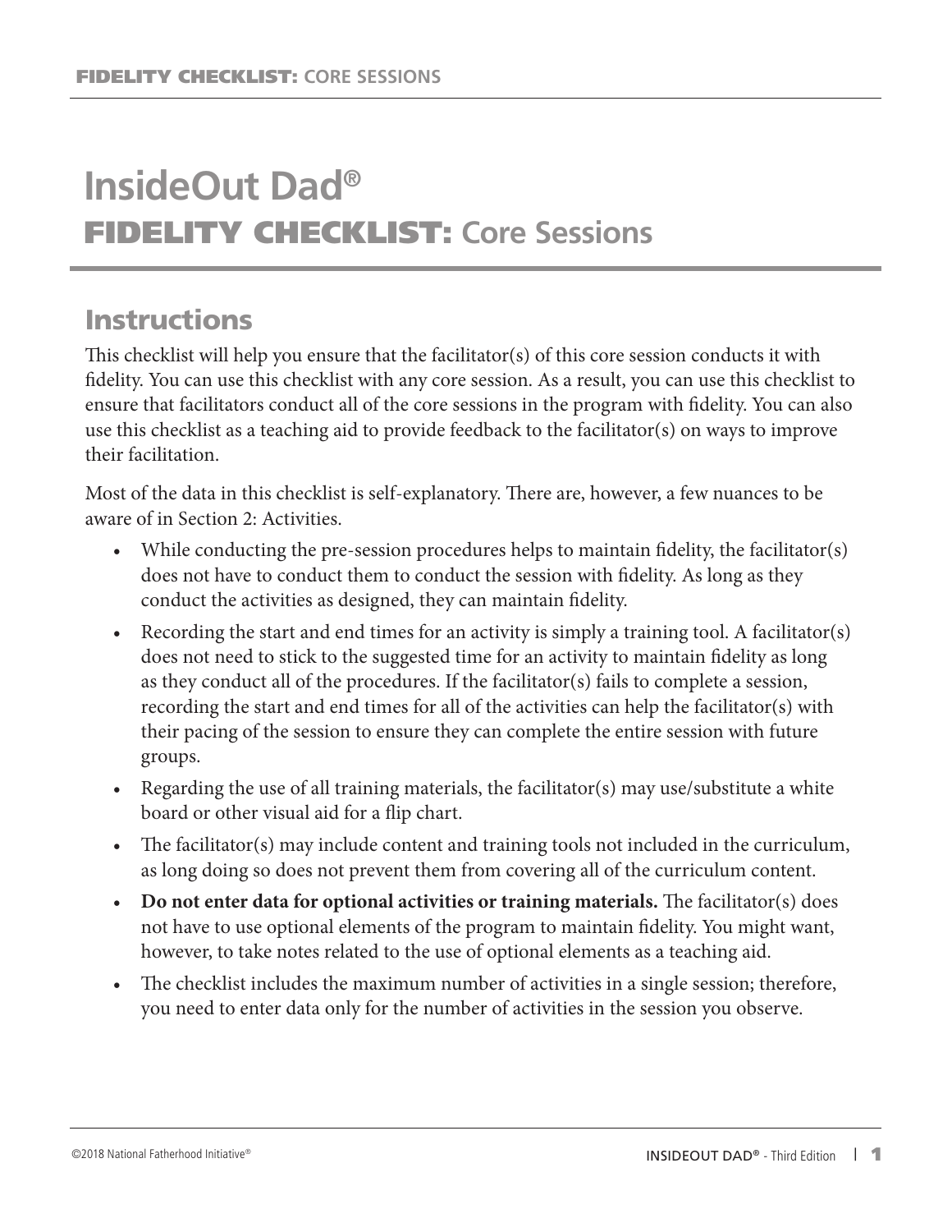# InsideOut Dad®

## FIDELITY CHECKLIST: Core Sessions

## Instructions

This checklist will help you ensure that the facilitator(s) of this core session conducts it with fidelity. You can use this checklist with any core session. As a result, you can use this checklist to ensure that facilitators conduct all of the core sessions in the program with fidelity. You can also use this checklist as a teaching aid to provide feedback to the facilitator(s) on ways to improve their facilitation.

Most of the data in this checklist is self-explanatory. There are, however, a few nuances to be aware of in Section 2: Activities.

- While conducting the pre-session procedures helps to maintain fidelity, the facilitator(s) does not have to conduct them to conduct the session with fidelity. As long as they conduct the activities as designed, they can maintain fidelity.
- Recording the start and end times for an activity is simply a training tool. A facilitator(s) does not need to stick to the suggested time for an activity to maintain fidelity as long as they conduct all of the procedures. If the facilitator(s) fails to complete a session, recording the start and end times for all of the activities can help the facilitator(s) with their pacing of the session to ensure they can complete the entire session with future groups.
- Regarding the use of all training materials, the facilitator(s) may use/substitute a white board or other visual aid for a flip chart.
- The facilitator(s) may include content and training tools not included in the curriculum, as long doing so does not prevent them from covering all of the curriculum content.
- **Do not enter data for optional activities or training materials.** The facilitator(s) does not have to use optional elements of the program to maintain fidelity. You might want, however, to take notes related to the use of optional elements as a teaching aid.
- The checklist includes the maximum number of activities in a single session; therefore, you need to enter data only for the number of activities in the session you observe.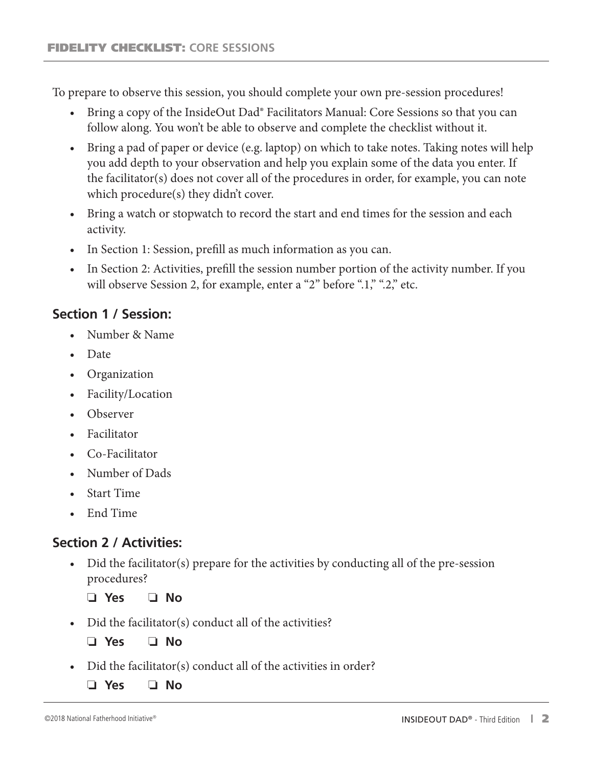## FIDELITY CHECKLIST: CORE SESSIONS

To prepare to observe this session, you should complete your own pre-session procedures!

- Bring a copy of the InsideOut Dad® Facilitators Manual: Core Sessions so that you can follow along. You won't be able to observe and complete the checklist without it.
- Bring a pad of paper or device (e.g. laptop) on which to take notes. Taking notes will help you add depth to your observation and help you explain some of the data you enter. If the facilitator(s) does not cover all of the procedures in order, for example, you can note which procedure(s) they didn't cover.
- Bring a watch or stopwatch to record the start and end times for the session and each activity.
- In Section 1: Session, prefill as much information as you can.
- In Section 2: Activities, prefill the session number portion of the activity number. If you will observe Session 2, for example, enter a "2" before ".1," ".2," etc.

### Section 1 / Session:

- Number & Name
- Date
- Organization
- Facility/Location
- Observer
- Facilitator
- Co-Facilitator
- Number of Dads
- Start Time
- End Time

### Section 2 / Activities:

- Did the facilitator(s) prepare for the activities by conducting all of the pre-session procedures?

  ❑ **Yes** ❑ **No**

- Did the facilitator(s) conduct all of the activities?

  ❑ **Yes** ❑ **No**

- Did the facilitator(s) conduct all of the activities in order?

  ❑ **Yes** ❑ **No**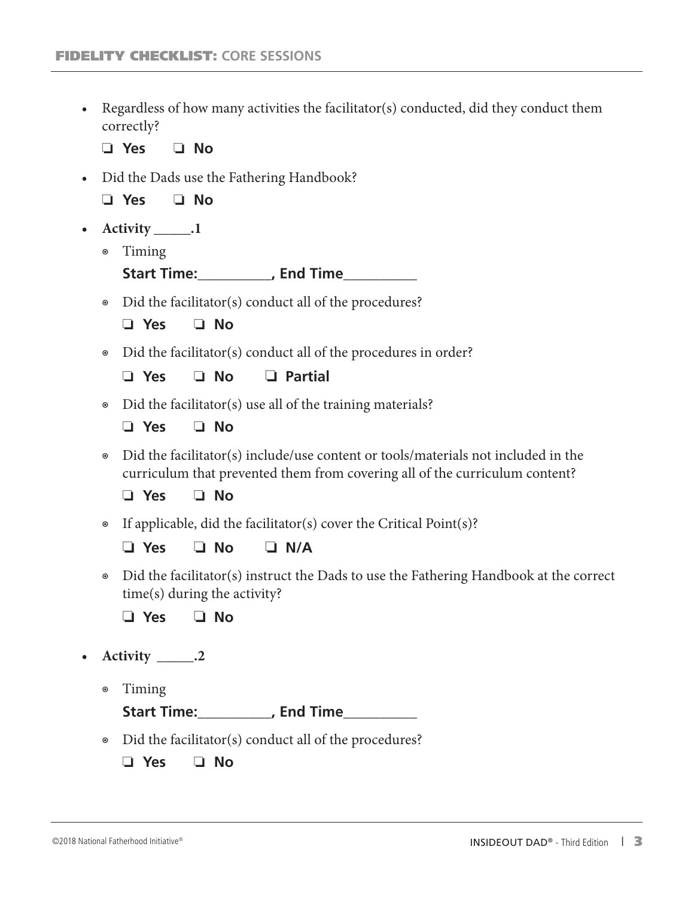- Regardless of how many activities the facilitator(s) conducted, did they conduct them correctly?

  ❑ **Yes** ❑ **No**

- Did the Dads use the Fathering Handbook?

  ❑ **Yes** ❑ **No**

- **Activity _____.1**
  - Timing

    **Start Time:__________, End Time__________**

  - Did the facilitator(s) conduct all of the procedures?

    ❑ **Yes** ❑ **No**

  - Did the facilitator(s) conduct all of the procedures in order?

    ❑ **Yes** ❑ **No** ❑ **Partial**

  - Did the facilitator(s) use all of the training materials?

    ❑ **Yes** ❑ **No**

  - Did the facilitator(s) include/use content or tools/materials not included in the curriculum that prevented them from covering all of the curriculum content?

    ❑ **Yes** ❑ **No**

  - If applicable, did the facilitator(s) cover the Critical Point(s)?

    ❑ **Yes** ❑ **No** ❑ **N/A**

  - Did the facilitator(s) instruct the Dads to use the Fathering Handbook at the correct time(s) during the activity?

    ❑ **Yes** ❑ **No**

- **Activity _____.2**
  - Timing

    **Start Time:__________, End Time__________**

  - Did the facilitator(s) conduct all of the procedures?

    ❑ **Yes** ❑ **No**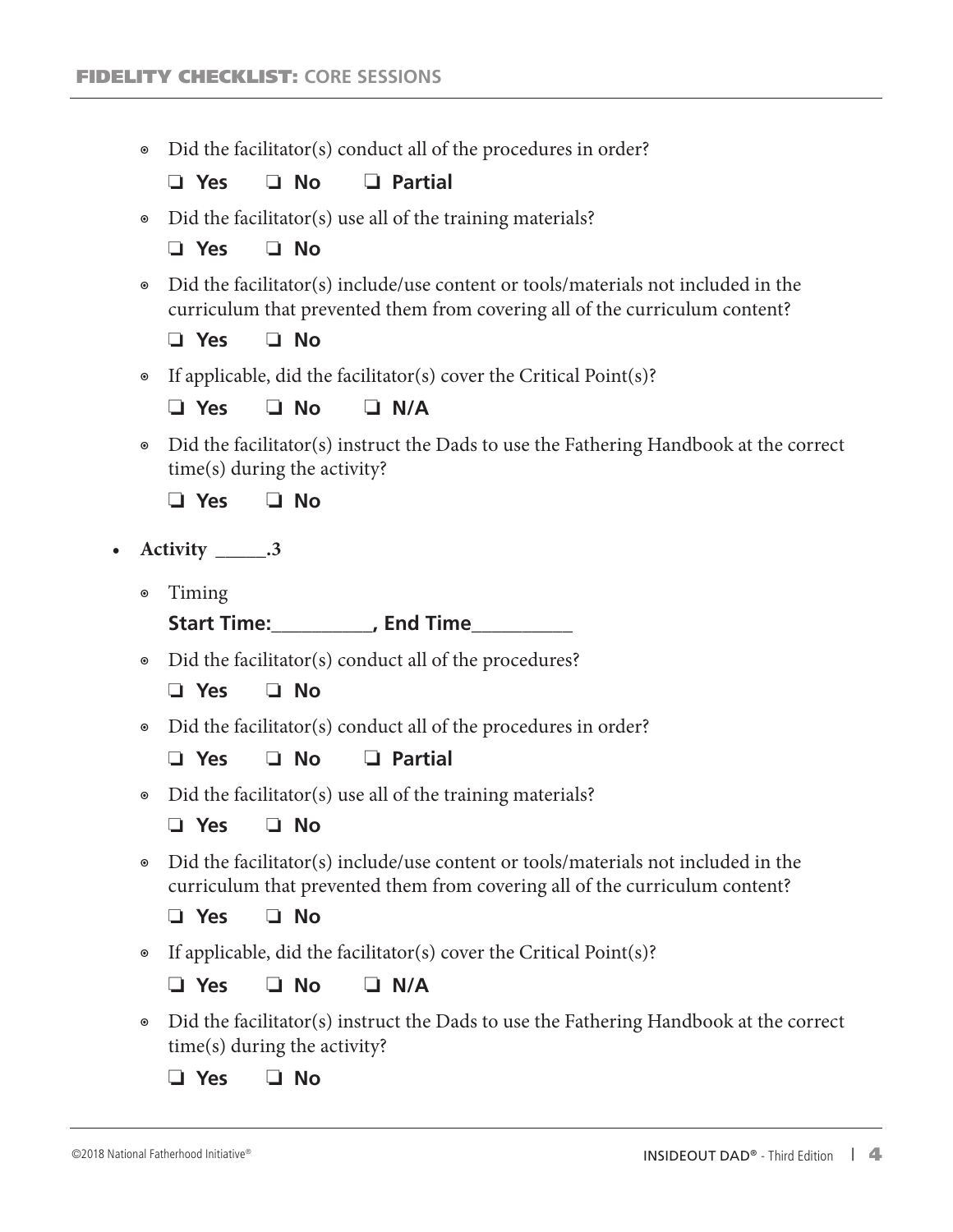- Did the facilitator(s) conduct all of the procedures in order?

  ❑ **Yes** ❑ **No** ❑ **Partial**

- Did the facilitator(s) use all of the training materials?

  ❑ **Yes** ❑ **No**

- Did the facilitator(s) include/use content or tools/materials not included in the curriculum that prevented them from covering all of the curriculum content?

  ❑ **Yes** ❑ **No**

- If applicable, did the facilitator(s) cover the Critical Point(s)?

  ❑ **Yes** ❑ **No** ❑ **N/A**

- Did the facilitator(s) instruct the Dads to use the Fathering Handbook at the correct time(s) during the activity?

  ❑ **Yes** ❑ **No**

- **Activity _____.3**

  - Timing

    **Start Time:__________, End Time__________**

  - Did the facilitator(s) conduct all of the procedures?

    ❑ **Yes** ❑ **No**

  - Did the facilitator(s) conduct all of the procedures in order?

    ❑ **Yes** ❑ **No** ❑ **Partial**

  - Did the facilitator(s) use all of the training materials?

    ❑ **Yes** ❑ **No**

  - Did the facilitator(s) include/use content or tools/materials not included in the curriculum that prevented them from covering all of the curriculum content?

    ❑ **Yes** ❑ **No**

  - If applicable, did the facilitator(s) cover the Critical Point(s)?

    ❑ **Yes** ❑ **No** ❑ **N/A**

  - Did the facilitator(s) instruct the Dads to use the Fathering Handbook at the correct time(s) during the activity?

    ❑ **Yes** ❑ **No**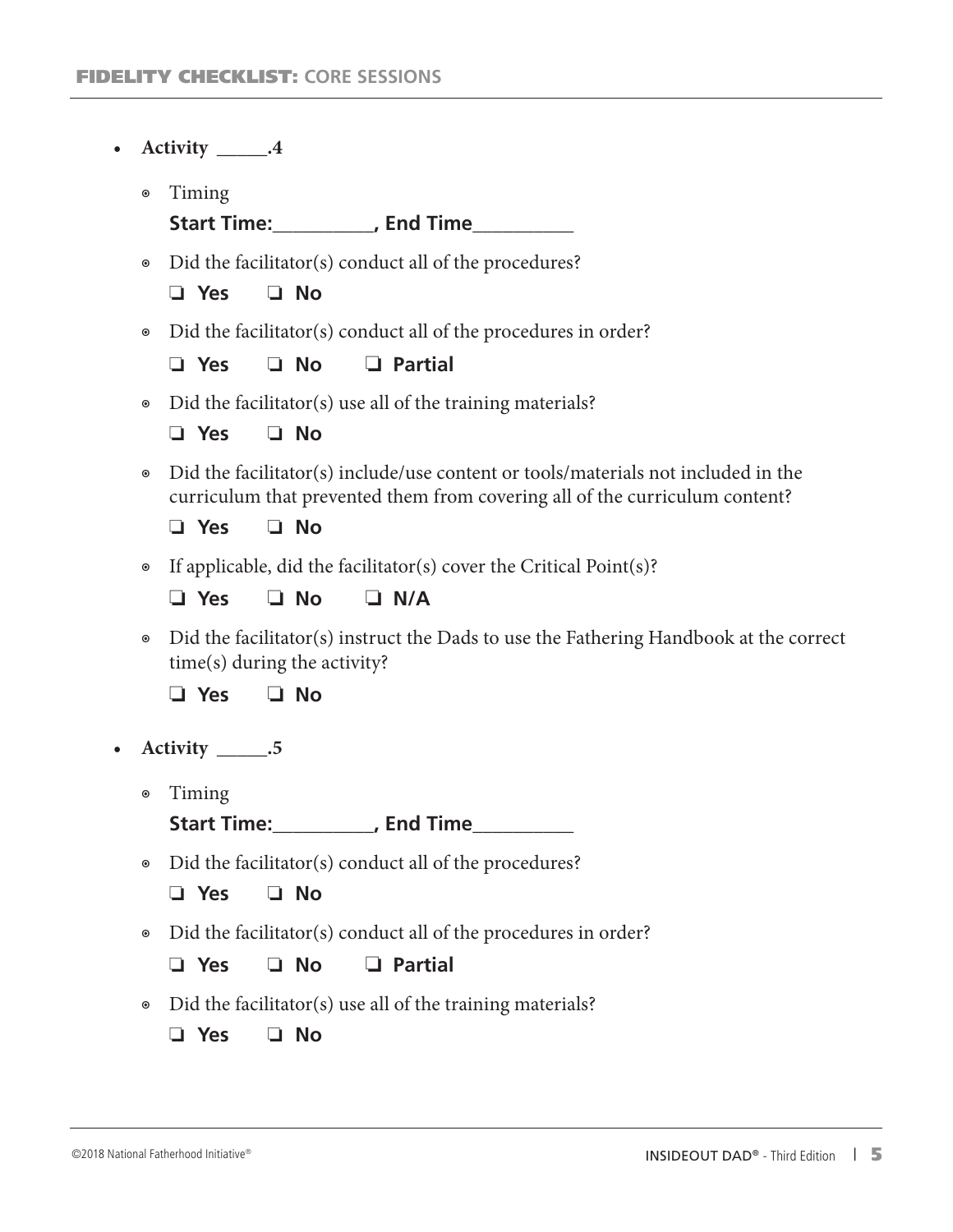- **Activity _____.4**
  - Timing

    **Start Time:__________, End Time__________**
  - Did the facilitator(s) conduct all of the procedures?

    ❏ **Yes** ❏ **No**
  - Did the facilitator(s) conduct all of the procedures in order?

    ❏ **Yes** ❏ **No** ❏ **Partial**
  - Did the facilitator(s) use all of the training materials?

    ❏ **Yes** ❏ **No**
  - Did the facilitator(s) include/use content or tools/materials not included in the curriculum that prevented them from covering all of the curriculum content?

    ❏ **Yes** ❏ **No**
  - If applicable, did the facilitator(s) cover the Critical Point(s)?

    ❏ **Yes** ❏ **No** ❏ **N/A**
  - Did the facilitator(s) instruct the Dads to use the Fathering Handbook at the correct time(s) during the activity?

    ❏ **Yes** ❏ **No**
- **Activity _____.5**
  - Timing

    **Start Time:__________, End Time__________**
  - Did the facilitator(s) conduct all of the procedures?

    ❏ **Yes** ❏ **No**
  - Did the facilitator(s) conduct all of the procedures in order?

    ❏ **Yes** ❏ **No** ❏ **Partial**
  - Did the facilitator(s) use all of the training materials?

    ❏ **Yes** ❏ **No**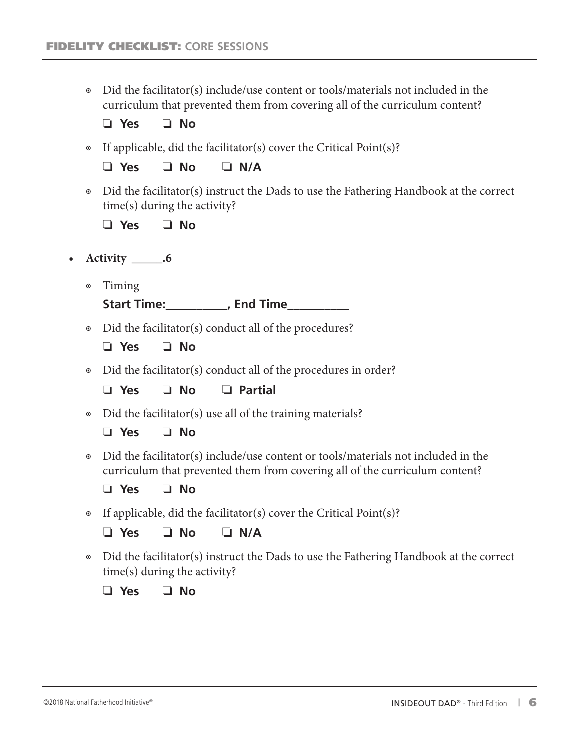- Did the facilitator(s) include/use content or tools/materials not included in the curriculum that prevented them from covering all of the curriculum content?

  ❏ **Yes** ❏ **No**

- If applicable, did the facilitator(s) cover the Critical Point(s)?

  ❏ **Yes** ❏ **No** ❏ **N/A**

- Did the facilitator(s) instruct the Dads to use the Fathering Handbook at the correct time(s) during the activity?

  ❏ **Yes** ❏ **No**

- **Activity \_\_\_\_\_.6**

  - Timing

    **Start Time:\_\_\_\_\_\_\_\_\_\_, End Time\_\_\_\_\_\_\_\_\_\_**

  - Did the facilitator(s) conduct all of the procedures?

    ❏ **Yes** ❏ **No**

  - Did the facilitator(s) conduct all of the procedures in order?

    ❏ **Yes** ❏ **No** ❏ **Partial**

  - Did the facilitator(s) use all of the training materials?

    ❏ **Yes** ❏ **No**

  - Did the facilitator(s) include/use content or tools/materials not included in the curriculum that prevented them from covering all of the curriculum content?

    ❏ **Yes** ❏ **No**

  - If applicable, did the facilitator(s) cover the Critical Point(s)?

    ❏ **Yes** ❏ **No** ❏ **N/A**

  - Did the facilitator(s) instruct the Dads to use the Fathering Handbook at the correct time(s) during the activity?

    ❏ **Yes** ❏ **No**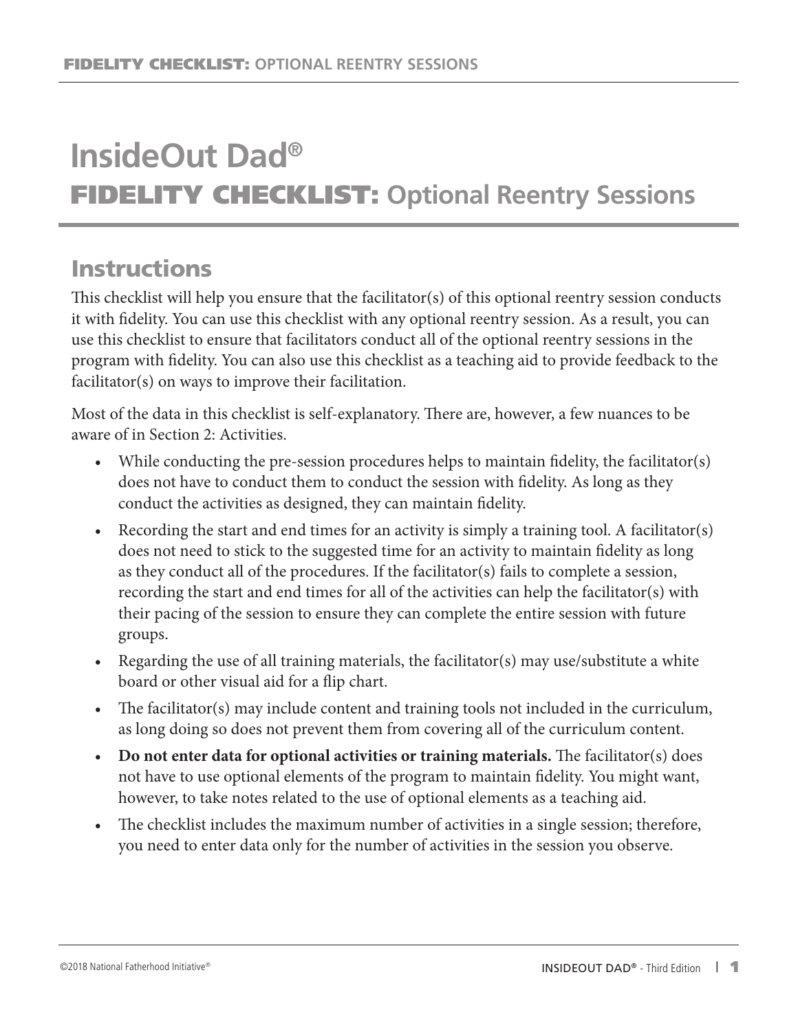# InsideOut Dad®

## FIDELITY CHECKLIST: Optional Reentry Sessions

## Instructions

This checklist will help you ensure that the facilitator(s) of this optional reentry session conducts it with fidelity. You can use this checklist with any optional reentry session. As a result, you can use this checklist to ensure that facilitators conduct all of the optional reentry sessions in the program with fidelity. You can also use this checklist as a teaching aid to provide feedback to the facilitator(s) on ways to improve their facilitation.

Most of the data in this checklist is self-explanatory. There are, however, a few nuances to be aware of in Section 2: Activities.

- While conducting the pre-session procedures helps to maintain fidelity, the facilitator(s) does not have to conduct them to conduct the session with fidelity. As long as they conduct the activities as designed, they can maintain fidelity.
- Recording the start and end times for an activity is simply a training tool. A facilitator(s) does not need to stick to the suggested time for an activity to maintain fidelity as long as they conduct all of the procedures. If the facilitator(s) fails to complete a session, recording the start and end times for all of the activities can help the facilitator(s) with their pacing of the session to ensure they can complete the entire session with future groups.
- Regarding the use of all training materials, the facilitator(s) may use/substitute a white board or other visual aid for a flip chart.
- The facilitator(s) may include content and training tools not included in the curriculum, as long doing so does not prevent them from covering all of the curriculum content.
- **Do not enter data for optional activities or training materials.** The facilitator(s) does not have to use optional elements of the program to maintain fidelity. You might want, however, to take notes related to the use of optional elements as a teaching aid.
- The checklist includes the maximum number of activities in a single session; therefore, you need to enter data only for the number of activities in the session you observe.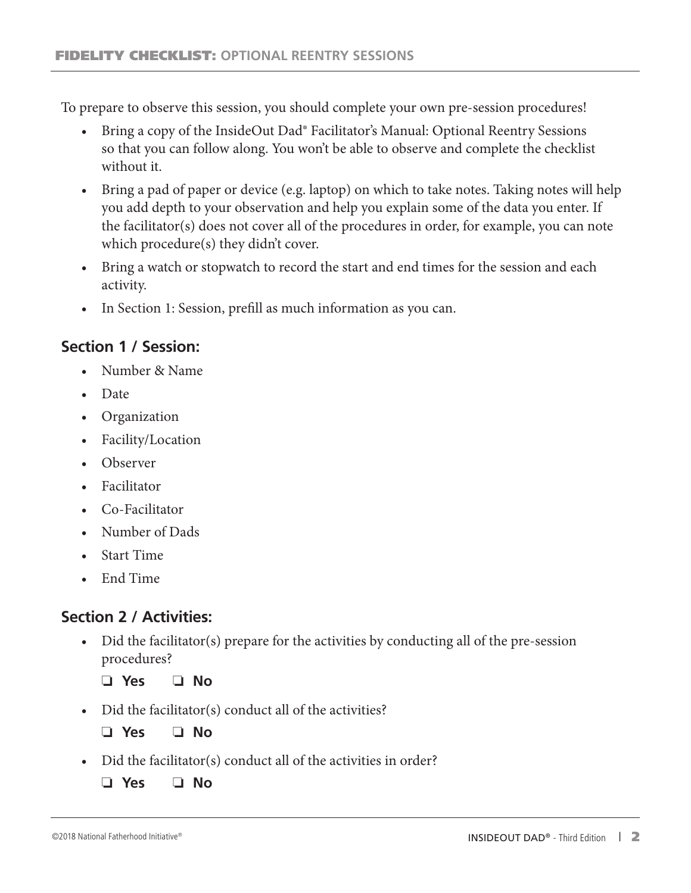## FIDELITY CHECKLIST: OPTIONAL REENTRY SESSIONS

To prepare to observe this session, you should complete your own pre-session procedures!

- Bring a copy of the InsideOut Dad® Facilitator's Manual: Optional Reentry Sessions so that you can follow along. You won't be able to observe and complete the checklist without it.
- Bring a pad of paper or device (e.g. laptop) on which to take notes. Taking notes will help you add depth to your observation and help you explain some of the data you enter. If the facilitator(s) does not cover all of the procedures in order, for example, you can note which procedure(s) they didn't cover.
- Bring a watch or stopwatch to record the start and end times for the session and each activity.
- In Section 1: Session, prefill as much information as you can.

### Section 1 / Session:

- Number & Name
- Date
- Organization
- Facility/Location
- Observer
- Facilitator
- Co-Facilitator
- Number of Dads
- Start Time
- End Time

### Section 2 / Activities:

- Did the facilitator(s) prepare for the activities by conducting all of the pre-session procedures?

  ❑ **Yes** ❑ **No**

- Did the facilitator(s) conduct all of the activities?

  ❑ **Yes** ❑ **No**

- Did the facilitator(s) conduct all of the activities in order?

  ❑ **Yes** ❑ **No**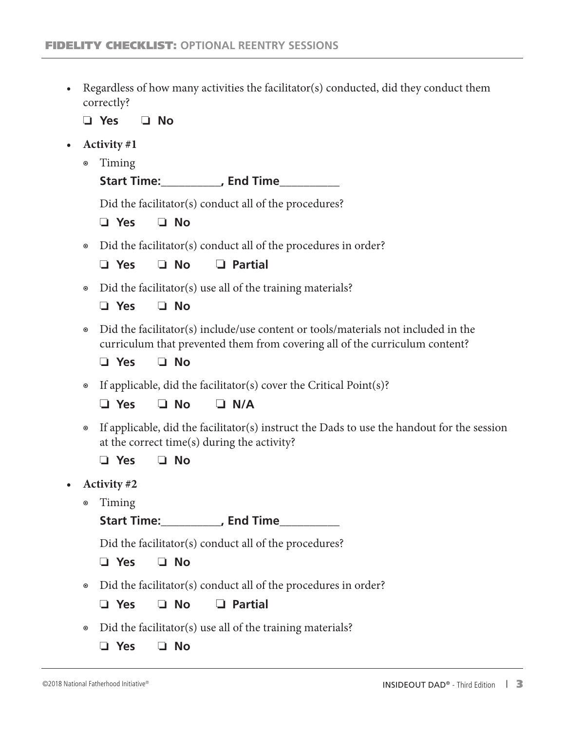- Regardless of how many activities the facilitator(s) conducted, did they conduct them correctly?

  ❑ **Yes** ❑ **No**

- **Activity #1**
  - Timing

    **Start Time:__________, End Time__________**

    Did the facilitator(s) conduct all of the procedures?

    ❑ **Yes** ❑ **No**

  - Did the facilitator(s) conduct all of the procedures in order?

    ❑ **Yes** ❑ **No** ❑ **Partial**

  - Did the facilitator(s) use all of the training materials?

    ❑ **Yes** ❑ **No**

  - Did the facilitator(s) include/use content or tools/materials not included in the curriculum that prevented them from covering all of the curriculum content?

    ❑ **Yes** ❑ **No**

  - If applicable, did the facilitator(s) cover the Critical Point(s)?

    ❑ **Yes** ❑ **No** ❑ **N/A**

  - If applicable, did the facilitator(s) instruct the Dads to use the handout for the session at the correct time(s) during the activity?

    ❑ **Yes** ❑ **No**

- **Activity #2**
  - Timing

    **Start Time:__________, End Time__________**

    Did the facilitator(s) conduct all of the procedures?

    ❑ **Yes** ❑ **No**

  - Did the facilitator(s) conduct all of the procedures in order?

    ❑ **Yes** ❑ **No** ❑ **Partial**

  - Did the facilitator(s) use all of the training materials?

    ❑ **Yes** ❑ **No**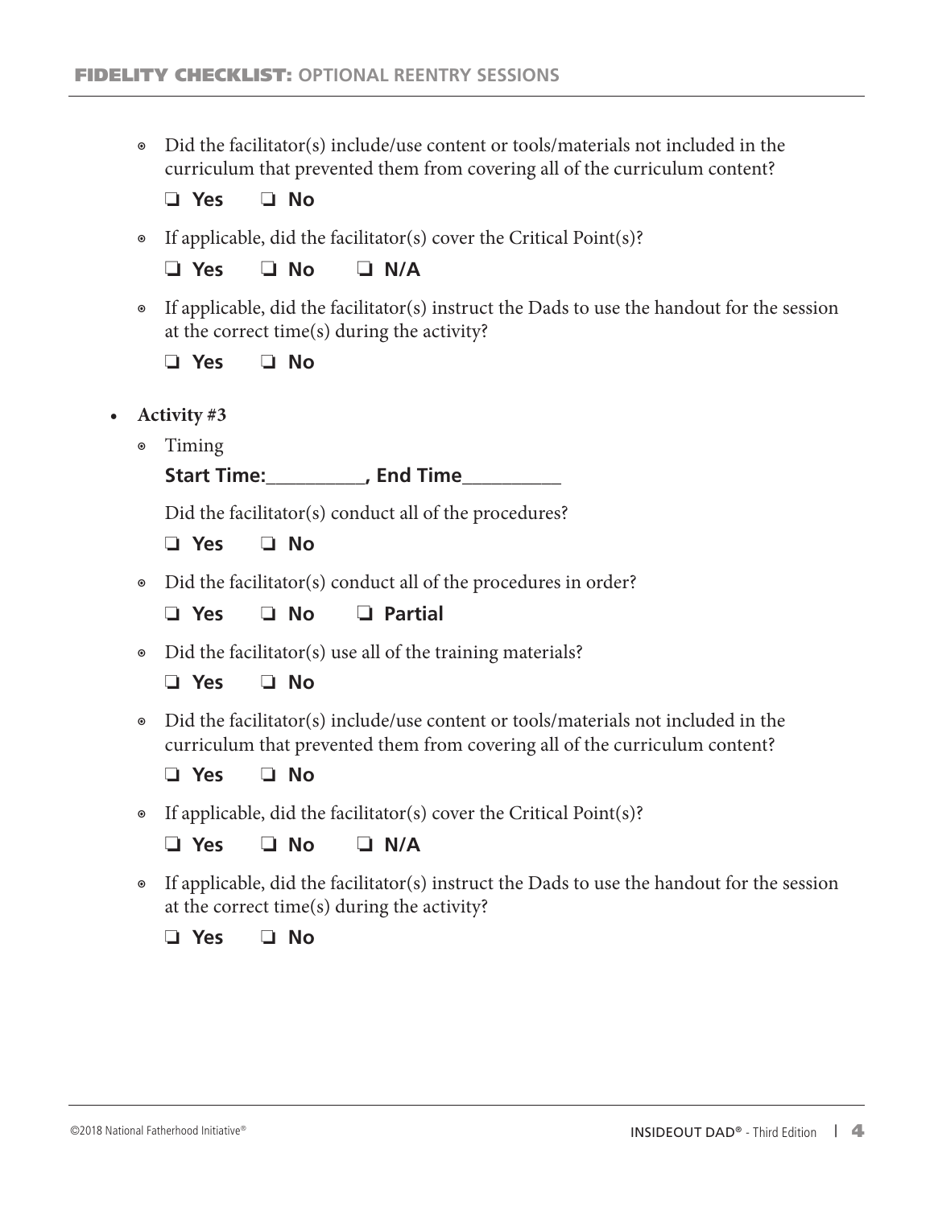- Did the facilitator(s) include/use content or tools/materials not included in the curriculum that prevented them from covering all of the curriculum content?

  ❑ **Yes** ❑ **No**

- If applicable, did the facilitator(s) cover the Critical Point(s)?

  ❑ **Yes** ❑ **No** ❑ **N/A**

- If applicable, did the facilitator(s) instruct the Dads to use the handout for the session at the correct time(s) during the activity?

  ❑ **Yes** ❑ **No**

- **Activity #3**
  - Timing

    **Start Time:__________, End Time__________**

    Did the facilitator(s) conduct all of the procedures?

    ❑ **Yes** ❑ **No**

  - Did the facilitator(s) conduct all of the procedures in order?

    ❑ **Yes** ❑ **No** ❑ **Partial**

  - Did the facilitator(s) use all of the training materials?

    ❑ **Yes** ❑ **No**

  - Did the facilitator(s) include/use content or tools/materials not included in the curriculum that prevented them from covering all of the curriculum content?

    ❑ **Yes** ❑ **No**

  - If applicable, did the facilitator(s) cover the Critical Point(s)?

    ❑ **Yes** ❑ **No** ❑ **N/A**

  - If applicable, did the facilitator(s) instruct the Dads to use the handout for the session at the correct time(s) during the activity?

    ❑ **Yes** ❑ **No**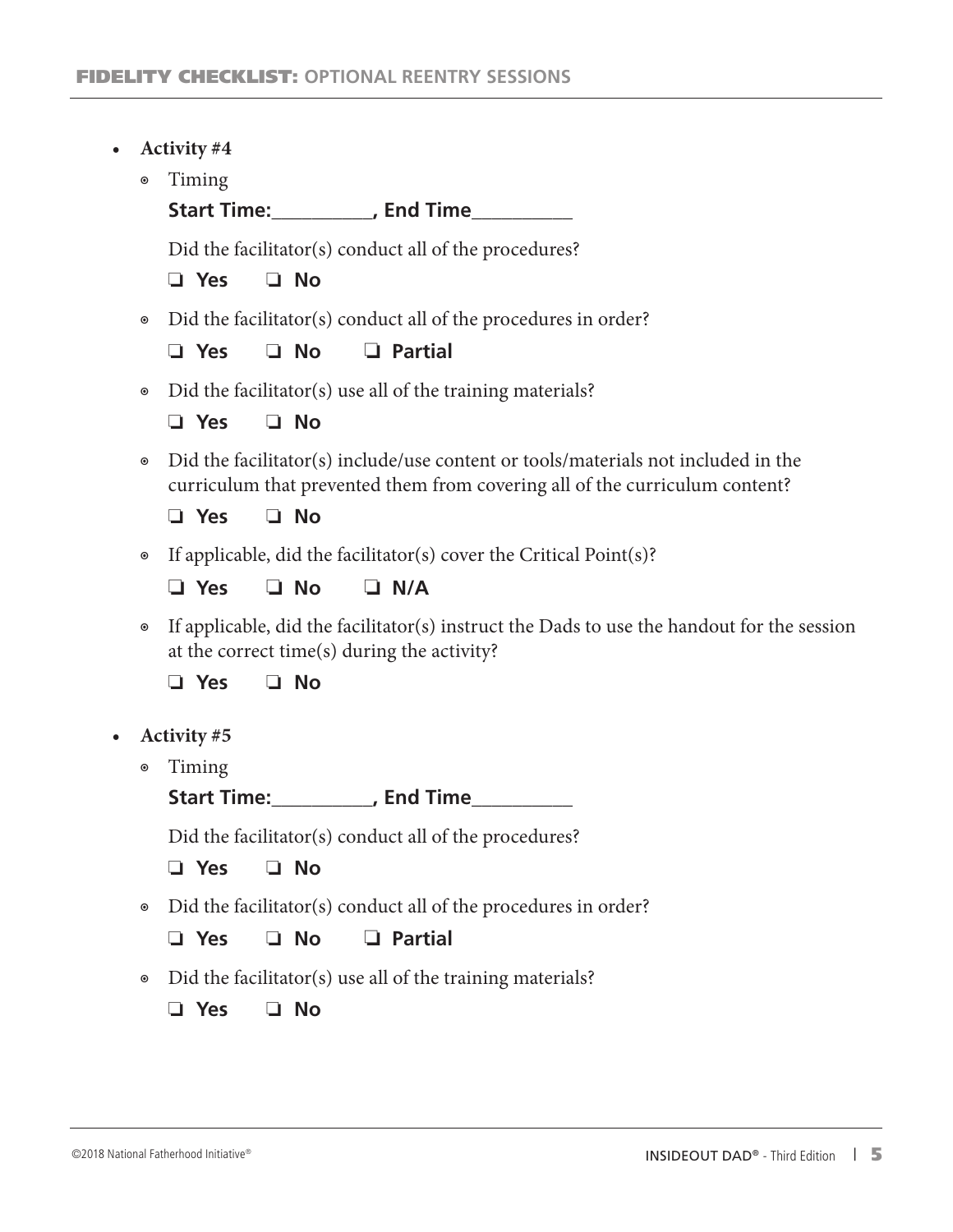- **Activity #4**
  - Timing

    **Start Time:__________, End Time__________**

    Did the facilitator(s) conduct all of the procedures?

    ❑ **Yes** ❑ **No**
  - Did the facilitator(s) conduct all of the procedures in order?

    ❑ **Yes** ❑ **No** ❑ **Partial**
  - Did the facilitator(s) use all of the training materials?

    ❑ **Yes** ❑ **No**
  - Did the facilitator(s) include/use content or tools/materials not included in the curriculum that prevented them from covering all of the curriculum content?

    ❑ **Yes** ❑ **No**
  - If applicable, did the facilitator(s) cover the Critical Point(s)?

    ❑ **Yes** ❑ **No** ❑ **N/A**
  - If applicable, did the facilitator(s) instruct the Dads to use the handout for the session at the correct time(s) during the activity?

    ❑ **Yes** ❑ **No**
- **Activity #5**
  - Timing

    **Start Time:__________, End Time__________**

    Did the facilitator(s) conduct all of the procedures?

    ❑ **Yes** ❑ **No**
  - Did the facilitator(s) conduct all of the procedures in order?

    ❑ **Yes** ❑ **No** ❑ **Partial**
  - Did the facilitator(s) use all of the training materials?

    ❑ **Yes** ❑ **No**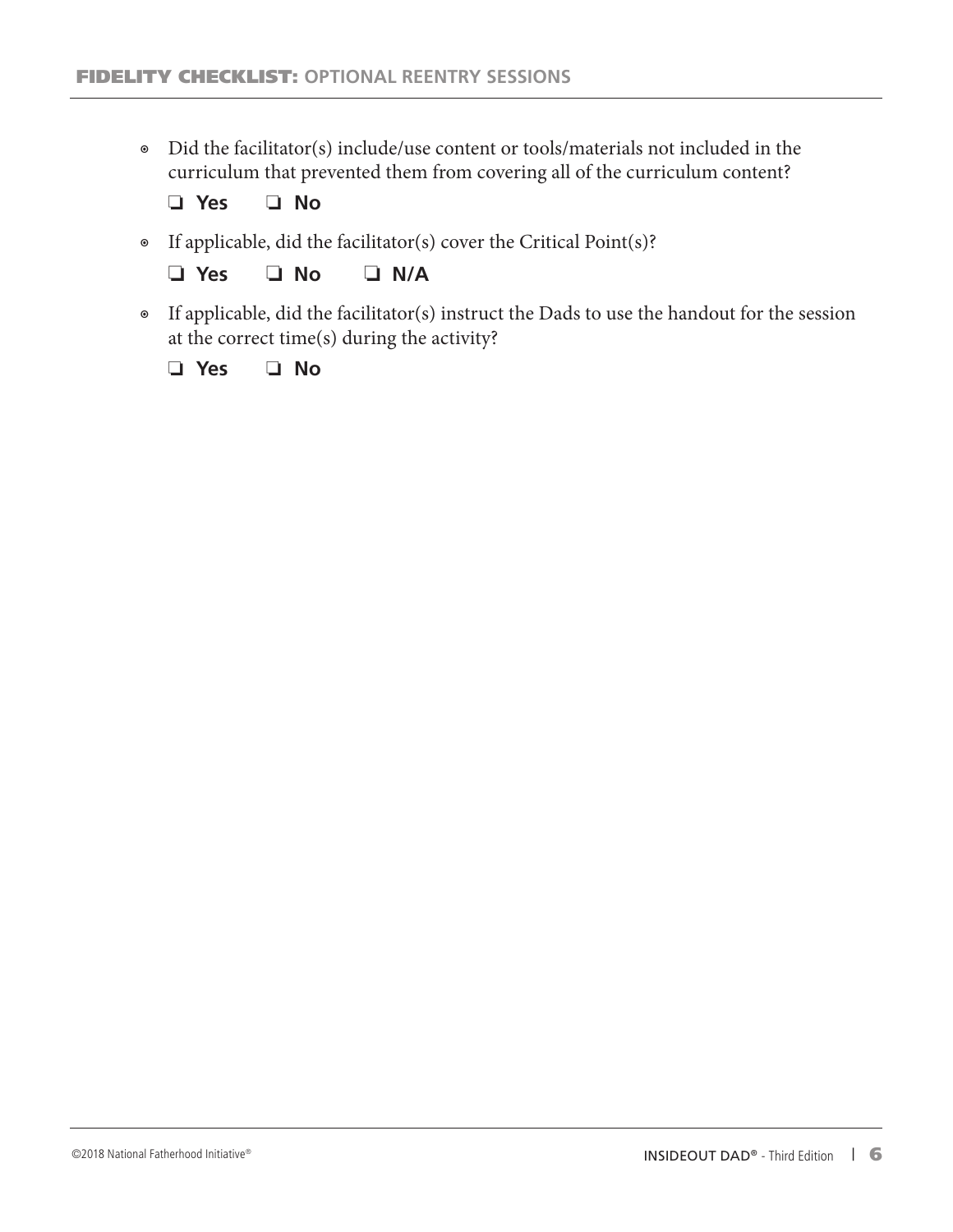- Did the facilitator(s) include/use content or tools/materials not included in the curriculum that prevented them from covering all of the curriculum content?

  ❏ **Yes** ❏ **No**

- If applicable, did the facilitator(s) cover the Critical Point(s)?

  ❏ **Yes** ❏ **No** ❏ **N/A**

- If applicable, did the facilitator(s) instruct the Dads to use the handout for the session at the correct time(s) during the activity?

  ❏ **Yes** ❏ **No**